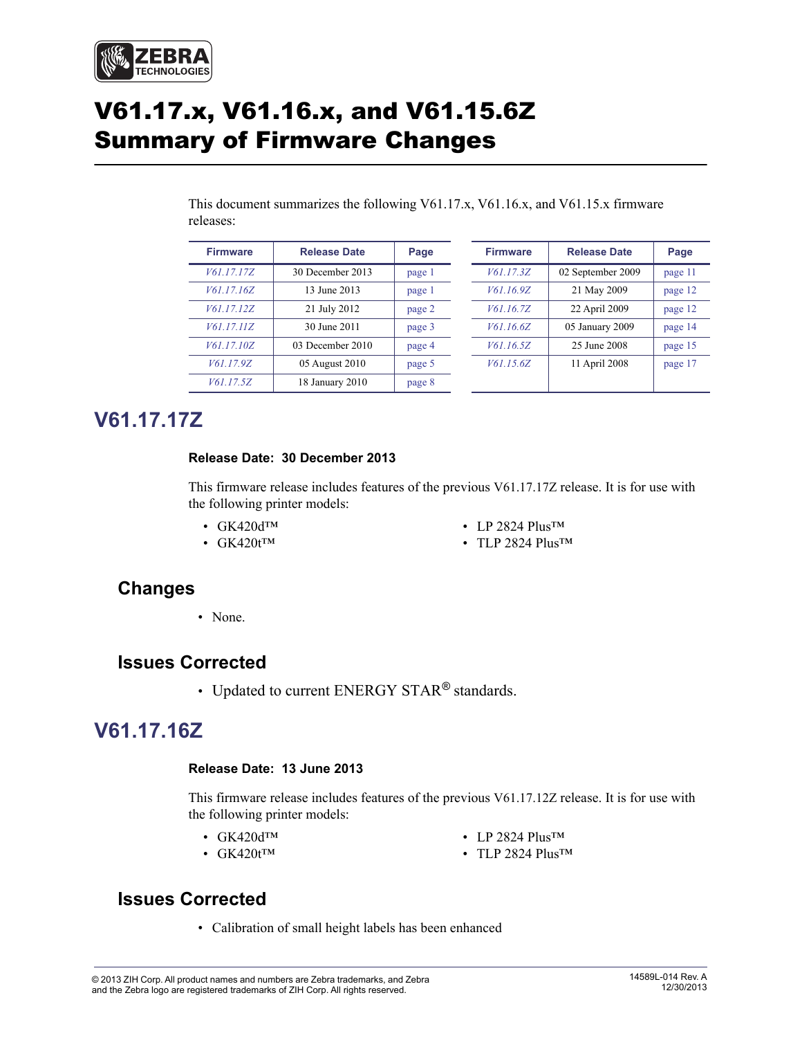# V61.17.x, V61.16.x, and V61.15.6Z Summary of Firmware Changes

This document summarizes the following V61.17.x, V61.16.x, and V61.15.x firmware releases:

| Firmware | Release Date | Page |
|---|---|---|
| *V61.17.17Z* | 30 December 2013 | page 1 |
| *V61.17.16Z* | 13 June 2013 | page 1 |
| *V61.17.12Z* | 21 July 2012 | page 2 |
| *V61.17.11Z* | 30 June 2011 | page 3 |
| *V61.17.10Z* | 03 December 2010 | page 4 |
| *V61.17.9Z* | 05 August 2010 | page 5 |
| *V61.17.5Z* | 18 January 2010 | page 8 |

| Firmware | Release Date | Page |
|---|---|---|
| *V61.17.3Z* | 02 September 2009 | page 11 |
| *V61.16.9Z* | 21 May 2009 | page 12 |
| *V61.16.7Z* | 22 April 2009 | page 12 |
| *V61.16.6Z* | 05 January 2009 | page 14 |
| *V61.16.5Z* | 25 June 2008 | page 15 |
| *V61.15.6Z* | 11 April 2008 | page 17 |

## V61.17.17Z

**Release Date: 30 December 2013**

This firmware release includes features of the previous V61.17.17Z release. It is for use with the following printer models:

- GK420d™
- GK420t™
- LP 2824 Plus™
- TLP 2824 Plus™

### Changes

- None.

### Issues Corrected

- Updated to current ENERGY STAR® standards.

## V61.17.16Z

**Release Date: 13 June 2013**

This firmware release includes features of the previous V61.17.12Z release. It is for use with the following printer models:

- GK420d™
- GK420t™
- LP 2824 Plus™
- TLP 2824 Plus™

### Issues Corrected

- Calibration of small height labels has been enhanced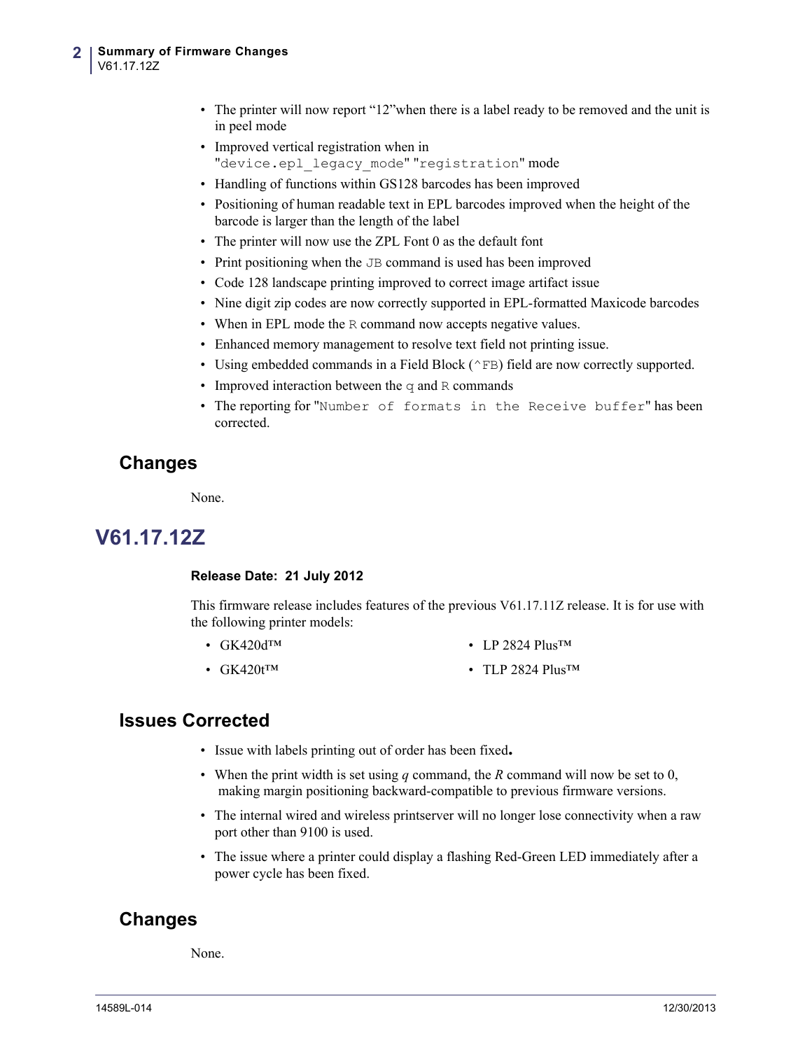- The printer will now report “12”when there is a label ready to be removed and the unit is in peel mode
- Improved vertical registration when in "`device.epl_legacy_mode`" "`registration`" mode
- Handling of functions within GS128 barcodes has been improved
- Positioning of human readable text in EPL barcodes improved when the height of the barcode is larger than the length of the label
- The printer will now use the ZPL Font 0 as the default font
- Print positioning when the `JB` command is used has been improved
- Code 128 landscape printing improved to correct image artifact issue
- Nine digit zip codes are now correctly supported in EPL-formatted Maxicode barcodes
- When in EPL mode the `R` command now accepts negative values.
- Enhanced memory management to resolve text field not printing issue.
- Using embedded commands in a Field Block (`^FB`) field are now correctly supported.
- Improved interaction between the `q` and `R` commands
- The reporting for "`Number of formats in the Receive buffer`" has been corrected.

## Changes

None.

# V61.17.12Z

**Release Date: 21 July 2012**

This firmware release includes features of the previous V61.17.11Z release. It is for use with the following printer models:

- GK420d™
- GK420t™
- LP 2824 Plus™
- TLP 2824 Plus™

## Issues Corrected

- Issue with labels printing out of order has been fixed.
- When the print width is set using *q* command, the *R* command will now be set to 0, making margin positioning backward-compatible to previous firmware versions.
- The internal wired and wireless printserver will no longer lose connectivity when a raw port other than 9100 is used.
- The issue where a printer could display a flashing Red-Green LED immediately after a power cycle has been fixed.

## Changes

None.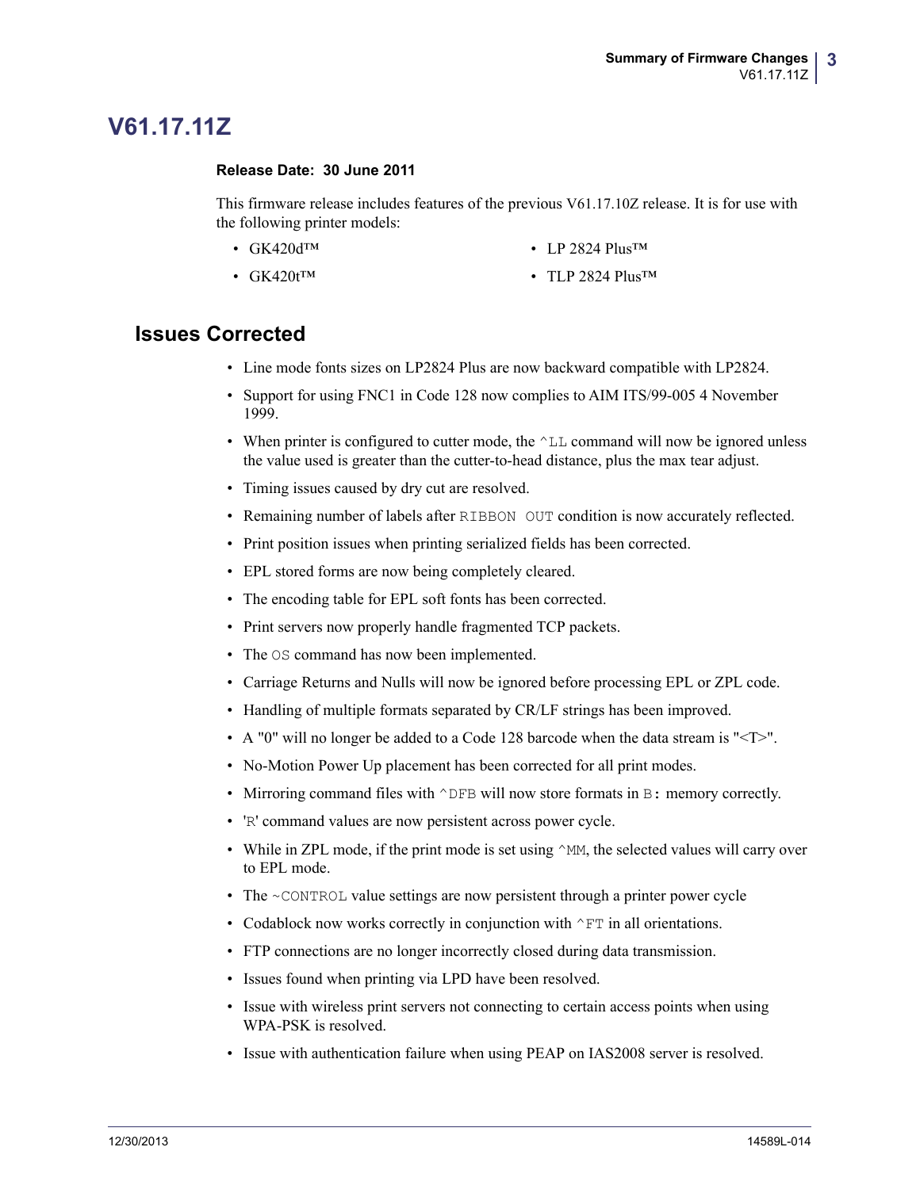# V61.17.11Z

**Release Date: 30 June 2011**

This firmware release includes features of the previous V61.17.10Z release. It is for use with the following printer models:

- GK420d™
- GK420t™
- LP 2824 Plus™
- TLP 2824 Plus™

## Issues Corrected

- Line mode fonts sizes on LP2824 Plus are now backward compatible with LP2824.
- Support for using FNC1 in Code 128 now complies to AIM ITS/99-005 4 November 1999.
- When printer is configured to cutter mode, the `^LL` command will now be ignored unless the value used is greater than the cutter-to-head distance, plus the max tear adjust.
- Timing issues caused by dry cut are resolved.
- Remaining number of labels after `RIBBON OUT` condition is now accurately reflected.
- Print position issues when printing serialized fields has been corrected.
- EPL stored forms are now being completely cleared.
- The encoding table for EPL soft fonts has been corrected.
- Print servers now properly handle fragmented TCP packets.
- The `OS` command has now been implemented.
- Carriage Returns and Nulls will now be ignored before processing EPL or ZPL code.
- Handling of multiple formats separated by CR/LF strings has been improved.
- A "0" will no longer be added to a Code 128 barcode when the data stream is "<T>".
- No-Motion Power Up placement has been corrected for all print modes.
- Mirroring command files with `^DFB` will now store formats in `B:` memory correctly.
- '`R`' command values are now persistent across power cycle.
- While in ZPL mode, if the print mode is set using `^MM`, the selected values will carry over to EPL mode.
- The `~CONTROL` value settings are now persistent through a printer power cycle
- Codablock now works correctly in conjunction with `^FT` in all orientations.
- FTP connections are no longer incorrectly closed during data transmission.
- Issues found when printing via LPD have been resolved.
- Issue with wireless print servers not connecting to certain access points when using WPA-PSK is resolved.
- Issue with authentication failure when using PEAP on IAS2008 server is resolved.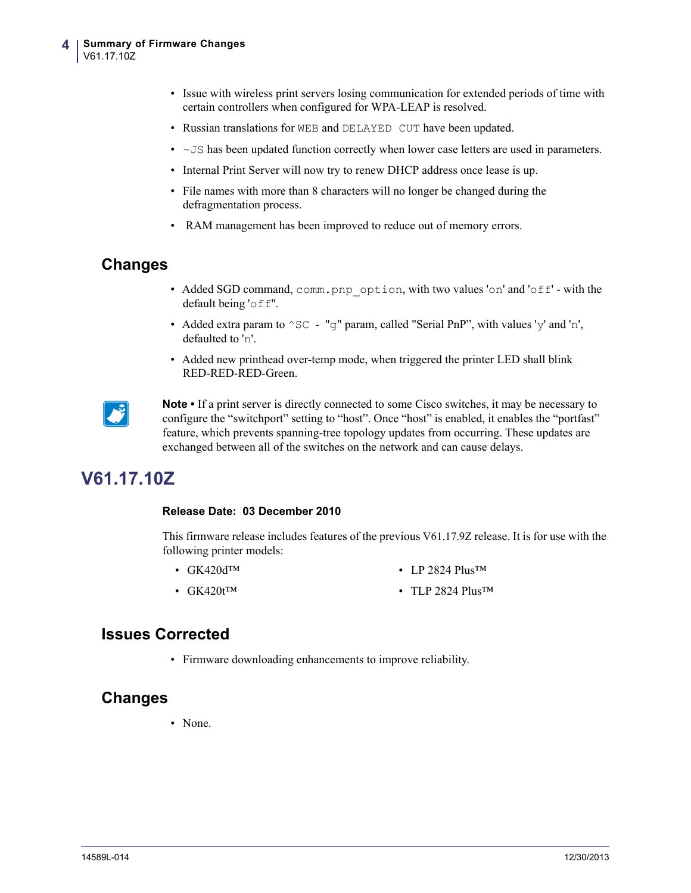- Issue with wireless print servers losing communication for extended periods of time with certain controllers when configured for WPA-LEAP is resolved.
- Russian translations for `WEB` and `DELAYED CUT` have been updated.
- `~JS` has been updated function correctly when lower case letters are used in parameters.
- Internal Print Server will now try to renew DHCP address once lease is up.
- File names with more than 8 characters will no longer be changed during the defragmentation process.
- RAM management has been improved to reduce out of memory errors.

## Changes

- Added SGD command, `comm.pnp_option`, with two values '`on`' and '`off`' - with the default being '`off`".
- Added extra param to `^SC - "g"` param, called "Serial PnP", with values '`y`' and '`n`', defaulted to '`n`'.
- Added new printhead over-temp mode, when triggered the printer LED shall blink RED-RED-RED-Green.

**Note •** If a print server is directly connected to some Cisco switches, it may be necessary to configure the "switchport" setting to "host". Once "host" is enabled, it enables the "portfast" feature, which prevents spanning-tree topology updates from occurring. These updates are exchanged between all of the switches on the network and can cause delays.

# V61.17.10Z

**Release Date: 03 December 2010**

This firmware release includes features of the previous V61.17.9Z release. It is for use with the following printer models:

- GK420d™
- GK420t™
- LP 2824 Plus™
- TLP 2824 Plus™

## Issues Corrected

- Firmware downloading enhancements to improve reliability.

## Changes

- None.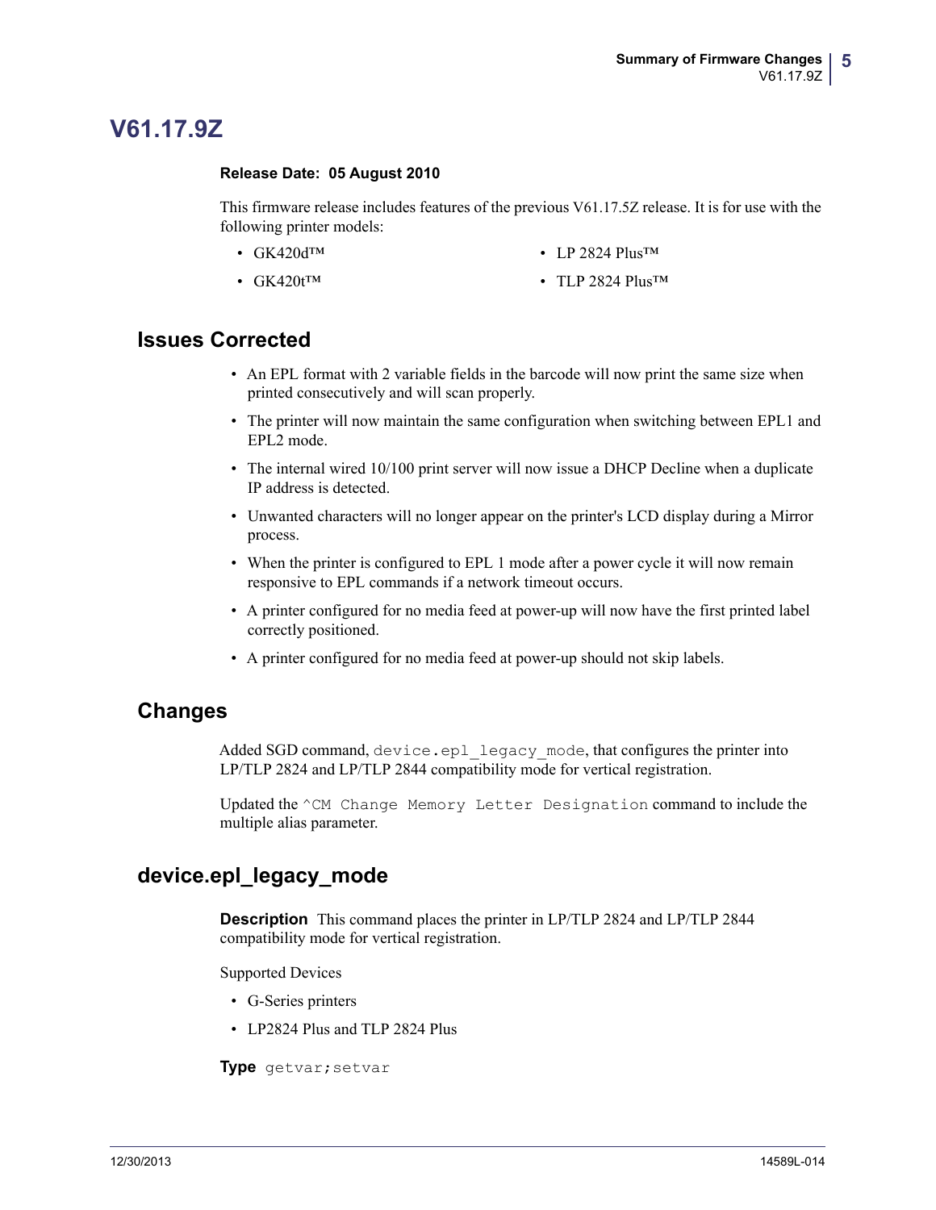# V61.17.9Z

**Release Date: 05 August 2010**

This firmware release includes features of the previous V61.17.5Z release. It is for use with the following printer models:

- GK420d™
- GK420t™
- LP 2824 Plus™
- TLP 2824 Plus™

## Issues Corrected

- An EPL format with 2 variable fields in the barcode will now print the same size when printed consecutively and will scan properly.
- The printer will now maintain the same configuration when switching between EPL1 and EPL2 mode.
- The internal wired 10/100 print server will now issue a DHCP Decline when a duplicate IP address is detected.
- Unwanted characters will no longer appear on the printer's LCD display during a Mirror process.
- When the printer is configured to EPL 1 mode after a power cycle it will now remain responsive to EPL commands if a network timeout occurs.
- A printer configured for no media feed at power-up will now have the first printed label correctly positioned.
- A printer configured for no media feed at power-up should not skip labels.

## Changes

Added SGD command, `device.epl_legacy_mode`, that configures the printer into LP/TLP 2824 and LP/TLP 2844 compatibility mode for vertical registration.

Updated the `^CM Change Memory Letter Designation` command to include the multiple alias parameter.

## device.epl_legacy_mode

**Description** This command places the printer in LP/TLP 2824 and LP/TLP 2844 compatibility mode for vertical registration.

Supported Devices

- G-Series printers
- LP2824 Plus and TLP 2824 Plus

**Type** `getvar;setvar`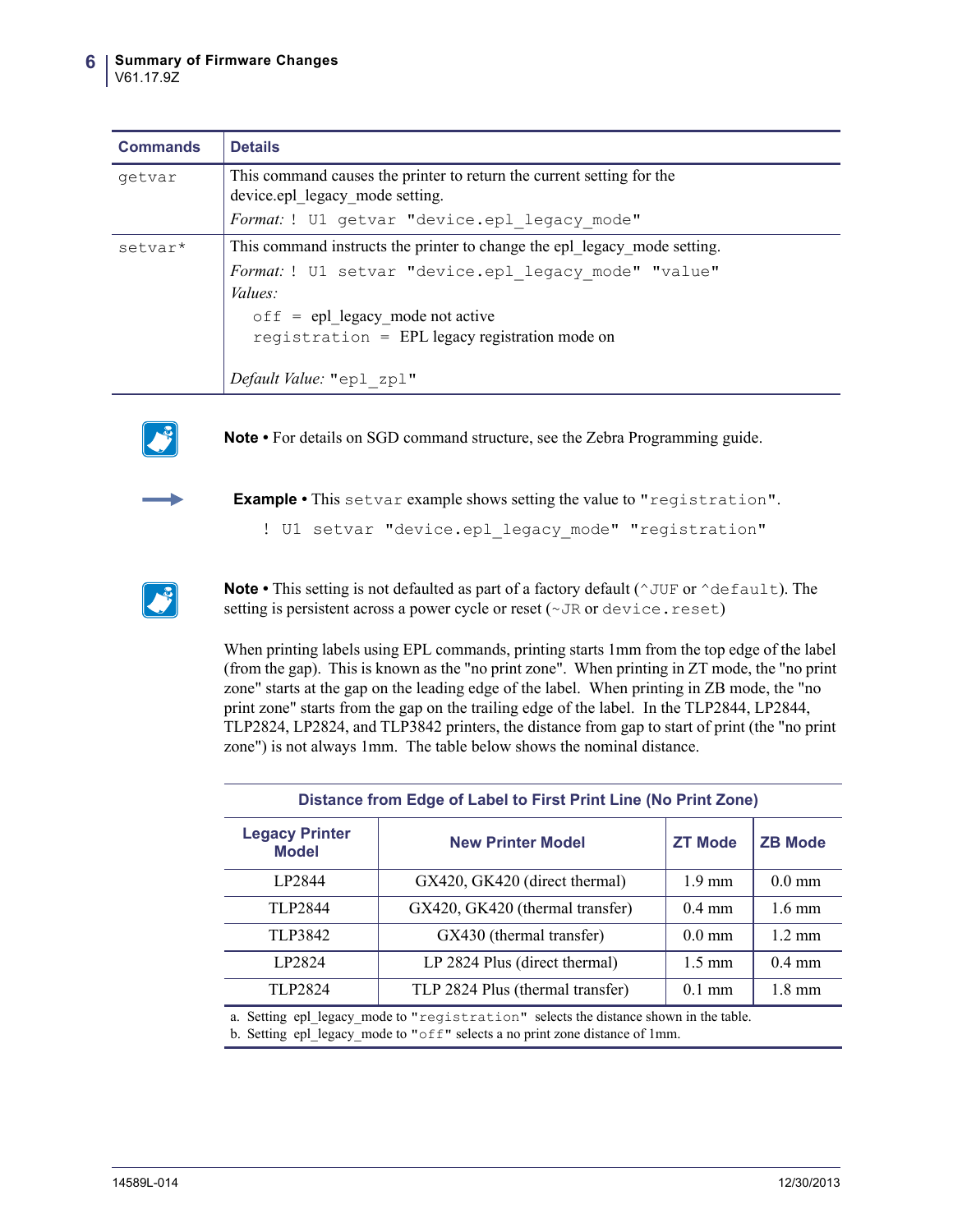| Commands | Details |
|---|---|
| `getvar` | This command causes the printer to return the current setting for the device.epl_legacy_mode setting.<br>*Format:* `! U1 getvar "device.epl_legacy_mode"` |
| `setvar*` | This command instructs the printer to change the epl_legacy_mode setting.<br>*Format:* `! U1 setvar "device.epl_legacy_mode" "value"`<br>*Values:*<br>`off` = epl_legacy_mode not active<br>`registration` = EPL legacy registration mode on<br><br>*Default Value:* `"epl_zpl"` |

**Note •** For details on SGD command structure, see the Zebra Programming guide.

**Example •** This `setvar` example shows setting the value to `"registration"`.

```
! U1 setvar "device.epl_legacy_mode" "registration"
```

**Note •** This setting is not defaulted as part of a factory default (`^JUF` or `^default`). The setting is persistent across a power cycle or reset (`~JR` or `device.reset`)

When printing labels using EPL commands, printing starts 1mm from the top edge of the label (from the gap). This is known as the "no print zone". When printing in ZT mode, the "no print zone" starts at the gap on the leading edge of the label. When printing in ZB mode, the "no print zone" starts from the gap on the trailing edge of the label. In the TLP2844, LP2844, TLP2824, LP2824, and TLP3842 printers, the distance from gap to start of print (the "no print zone") is not always 1mm. The table below shows the nominal distance.

**Distance from Edge of Label to First Print Line (No Print Zone)**

| Legacy Printer Model | New Printer Model | ZT Mode | ZB Mode |
|---|---|---|---|
| LP2844 | GX420, GK420 (direct thermal) | 1.9 mm | 0.0 mm |
| TLP2844 | GX420, GK420 (thermal transfer) | 0.4 mm | 1.6 mm |
| TLP3842 | GX430 (thermal transfer) | 0.0 mm | 1.2 mm |
| LP2824 | LP 2824 Plus (direct thermal) | 1.5 mm | 0.4 mm |
| TLP2824 | TLP 2824 Plus (thermal transfer) | 0.1 mm | 1.8 mm |

a. Setting epl_legacy_mode to `"registration"` selects the distance shown in the table.
b. Setting epl_legacy_mode to `"off"` selects a no print zone distance of 1mm.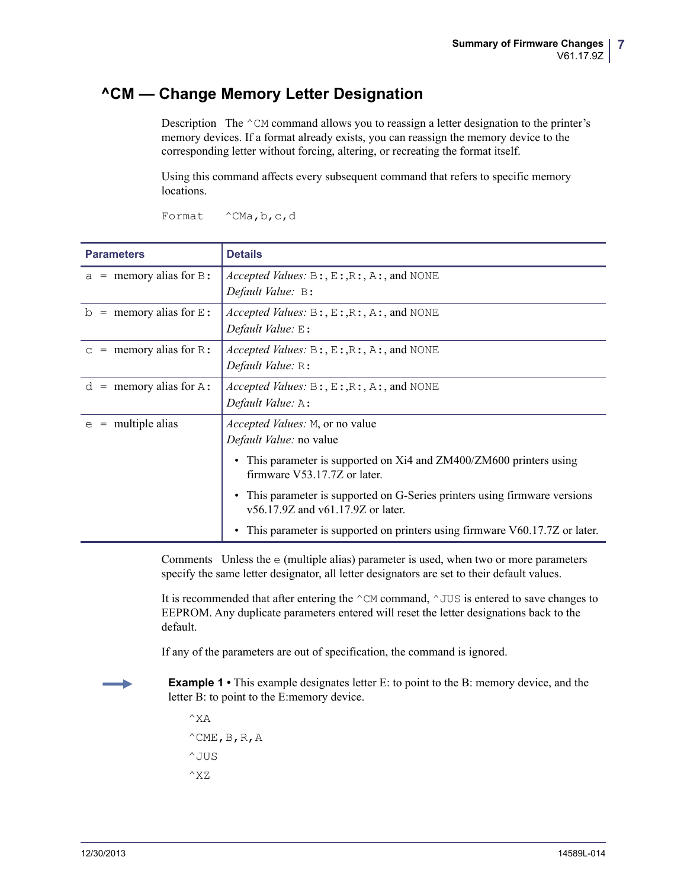## ^CM — Change Memory Letter Designation

**Description** The `^CM` command allows you to reassign a letter designation to the printer's memory devices. If a format already exists, you can reassign the memory device to the corresponding letter without forcing, altering, or recreating the format itself.

Using this command affects every subsequent command that refers to specific memory locations.

**Format** `^CMa,b,c,d`

| Parameters | Details |
|---|---|
| a = memory alias for B: | *Accepted Values:* B:, E:,R:, A:, and NONE<br>*Default Value:* B: |
| b = memory alias for E: | *Accepted Values:* B:, E:,R:, A:, and NONE<br>*Default Value:* E: |
| c = memory alias for R: | *Accepted Values:* B:, E:,R:, A:, and NONE<br>*Default Value:* R: |
| d = memory alias for A: | *Accepted Values:* B:, E:,R:, A:, and NONE<br>*Default Value:* A: |
| e = multiple alias | *Accepted Values:* M, or no value<br>*Default Value:* no value<br>• This parameter is supported on Xi4 and ZM400/ZM600 printers using firmware V53.17.7Z or later.<br>• This parameter is supported on G-Series printers using firmware versions v56.17.9Z and v61.17.9Z or later.<br>• This parameter is supported on printers using firmware V60.17.7Z or later. |

**Comments** Unless the e (multiple alias) parameter is used, when two or more parameters specify the same letter designator, all letter designators are set to their default values.

It is recommended that after entering the `^CM` command, `^JUS` is entered to save changes to EEPROM. Any duplicate parameters entered will reset the letter designations back to the default.

If any of the parameters are out of specification, the command is ignored.

**Example 1** • This example designates letter E: to point to the B: memory device, and the letter B: to point to the E:memory device.

```
^XA
^CME,B,R,A
^JUS
^XZ
```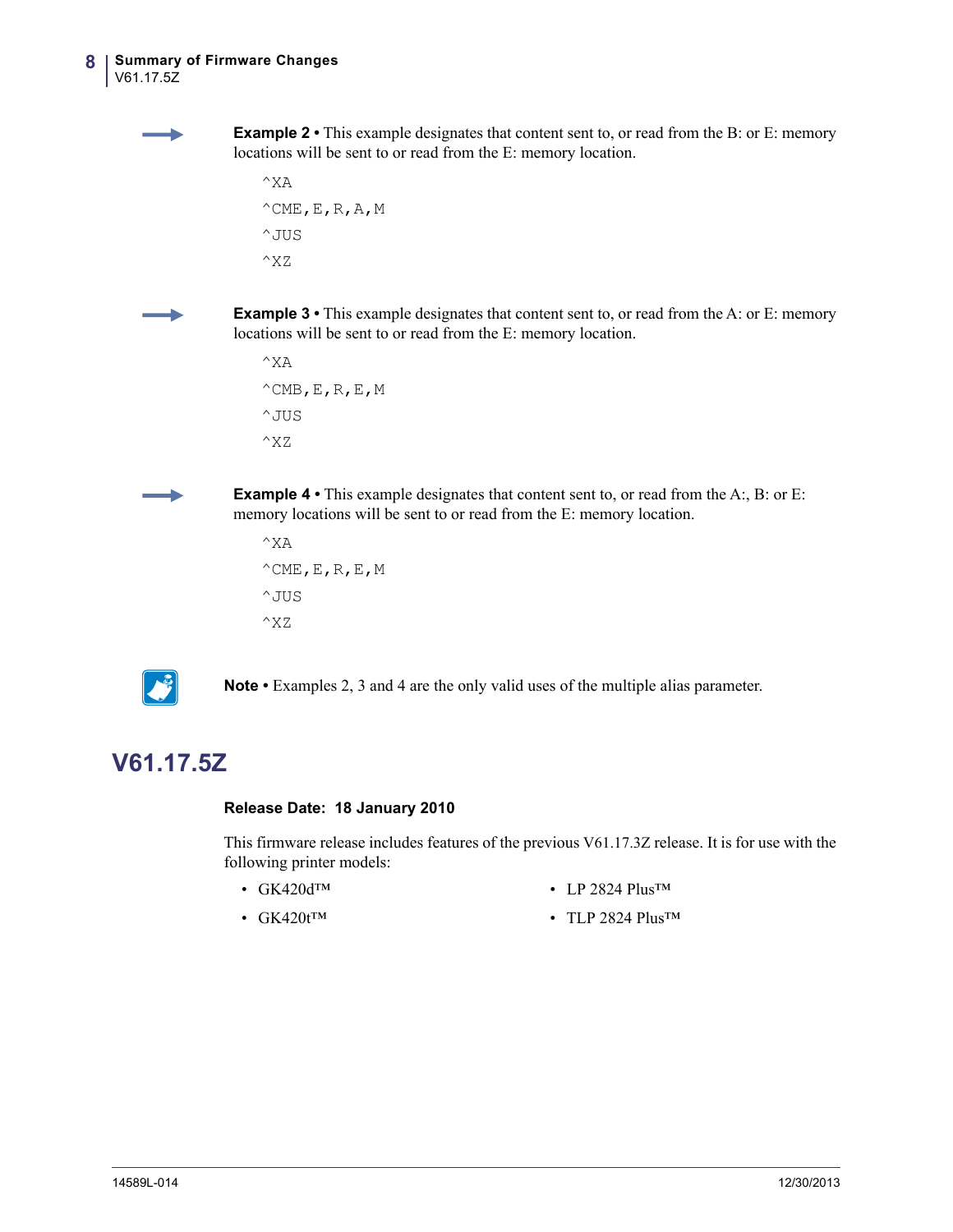**Example 2 •** This example designates that content sent to, or read from the B: or E: memory locations will be sent to or read from the E: memory location.

```
^XA
^CME,E,R,A,M
^JUS
^XZ
```

**Example 3 •** This example designates that content sent to, or read from the A: or E: memory locations will be sent to or read from the E: memory location.

```
^XA
^CMB,E,R,E,M
^JUS
^XZ
```

**Example 4 •** This example designates that content sent to, or read from the A:, B: or E: memory locations will be sent to or read from the E: memory location.

```
^XA
^CME,E,R,E,M
^JUS
^XZ
```

**Note •** Examples 2, 3 and 4 are the only valid uses of the multiple alias parameter.

## V61.17.5Z

**Release Date: 18 January 2010**

This firmware release includes features of the previous V61.17.3Z release. It is for use with the following printer models:

- GK420d™
- GK420t™
- LP 2824 Plus™
- TLP 2824 Plus™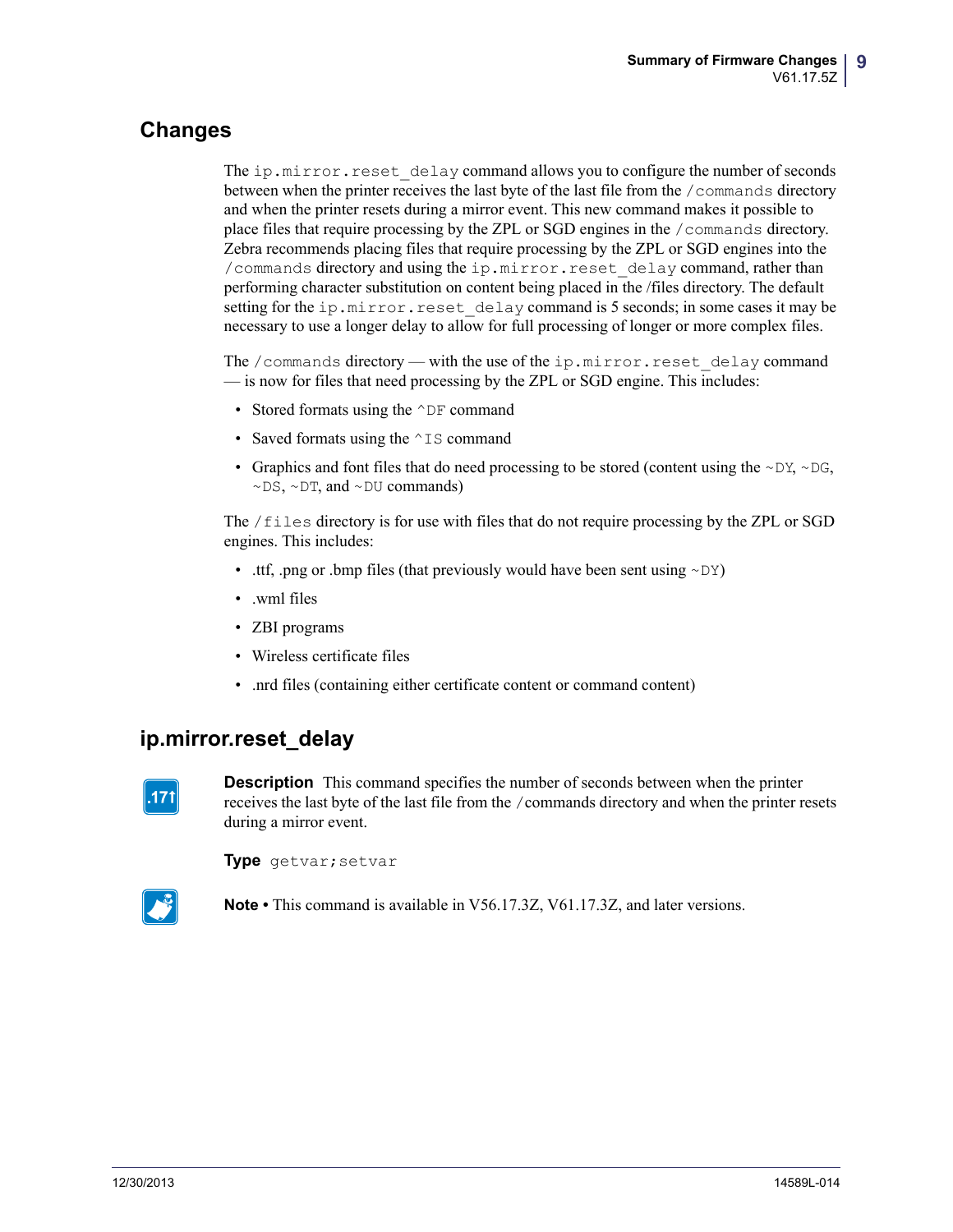## Changes

The `ip.mirror.reset_delay` command allows you to configure the number of seconds between when the printer receives the last byte of the last file from the `/commands` directory and when the printer resets during a mirror event. This new command makes it possible to place files that require processing by the ZPL or SGD engines in the `/commands` directory. Zebra recommends placing files that require processing by the ZPL or SGD engines into the `/commands` directory and using the `ip.mirror.reset_delay` command, rather than performing character substitution on content being placed in the /files directory. The default setting for the `ip.mirror.reset_delay` command is 5 seconds; in some cases it may be necessary to use a longer delay to allow for full processing of longer or more complex files.

The `/commands` directory — with the use of the `ip.mirror.reset_delay` command — is now for files that need processing by the ZPL or SGD engine. This includes:

- Stored formats using the `^DF` command
- Saved formats using the `^IS` command
- Graphics and font files that do need processing to be stored (content using the `~DY`, `~DG`, `~DS`, `~DT`, and `~DU` commands)

The `/files` directory is for use with files that do not require processing by the ZPL or SGD engines. This includes:

- .ttf, .png or .bmp files (that previously would have been sent using `~DY`)
- .wml files
- ZBI programs
- Wireless certificate files
- .nrd files (containing either certificate content or command content)

## ip.mirror.reset_delay

.17↑

**Description** This command specifies the number of seconds between when the printer receives the last byte of the last file from the /commands directory and when the printer resets during a mirror event.

**Type** `getvar;setvar`

**Note •** This command is available in V56.17.3Z, V61.17.3Z, and later versions.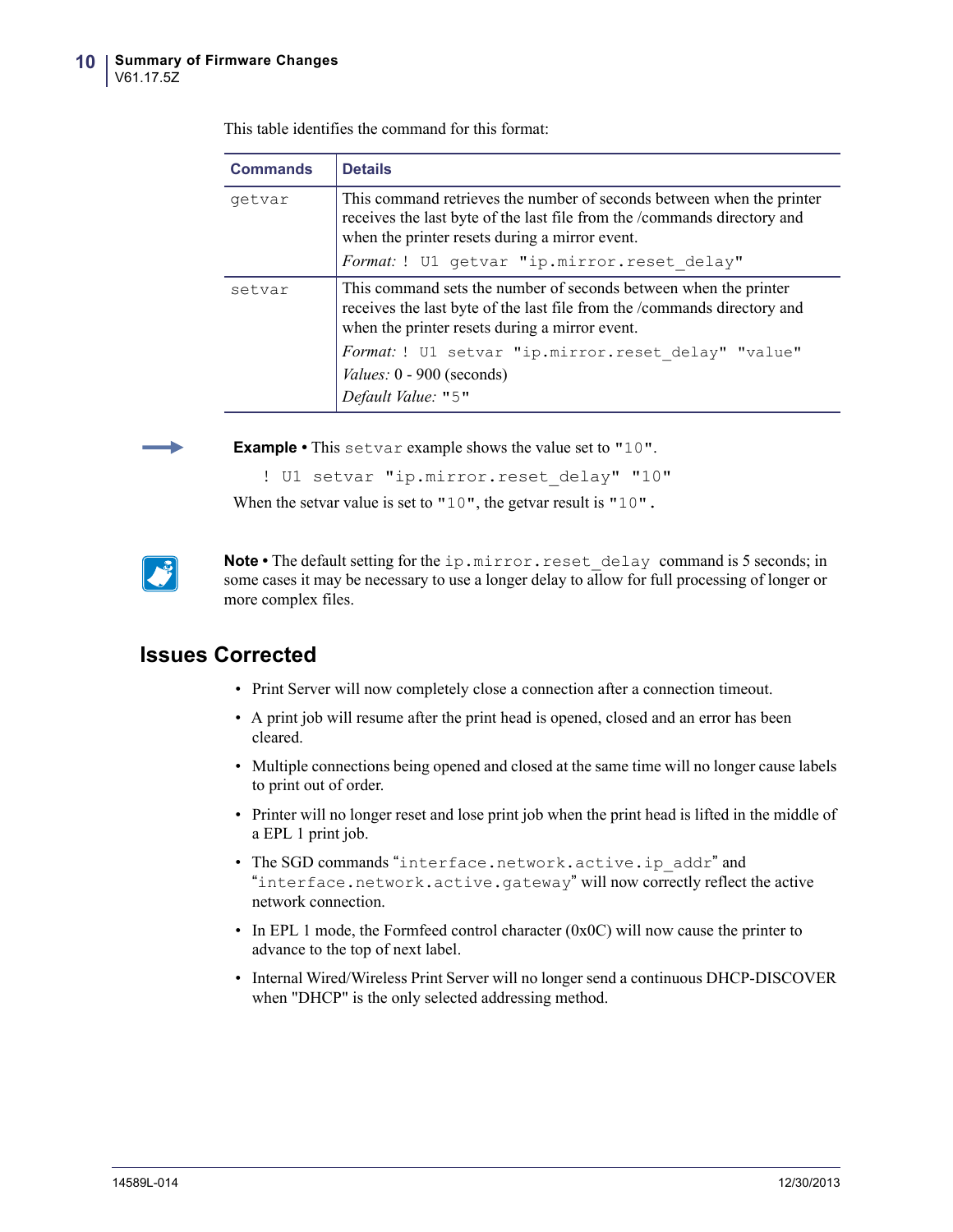This table identifies the command for this format:

| Commands | Details |
|---|---|
| `getvar` | This command retrieves the number of seconds between when the printer receives the last byte of the last file from the /commands directory and when the printer resets during a mirror event.<br>*Format:* `! U1 getvar "ip.mirror.reset_delay"` |
| `setvar` | This command sets the number of seconds between when the printer receives the last byte of the last file from the /commands directory and when the printer resets during a mirror event.<br>*Format:* `! U1 setvar "ip.mirror.reset_delay" "value"`<br>*Values:* 0 - 900 (seconds)<br>*Default Value:* `"5"` |

**Example •** This `setvar` example shows the value set to `"10"`.

```
! U1 setvar "ip.mirror.reset_delay" "10"
```

When the setvar value is set to `"10"`, the getvar result is `"10"`.

**Note •** The default setting for the `ip.mirror.reset_delay` command is 5 seconds; in some cases it may be necessary to use a longer delay to allow for full processing of longer or more complex files.

## Issues Corrected

- Print Server will now completely close a connection after a connection timeout.
- A print job will resume after the print head is opened, closed and an error has been cleared.
- Multiple connections being opened and closed at the same time will no longer cause labels to print out of order.
- Printer will no longer reset and lose print job when the print head is lifted in the middle of a EPL 1 print job.
- The SGD commands "`interface.network.active.ip_addr`" and "`interface.network.active.gateway`" will now correctly reflect the active network connection.
- In EPL 1 mode, the Formfeed control character (0x0C) will now cause the printer to advance to the top of next label.
- Internal Wired/Wireless Print Server will no longer send a continuous DHCP-DISCOVER when "DHCP" is the only selected addressing method.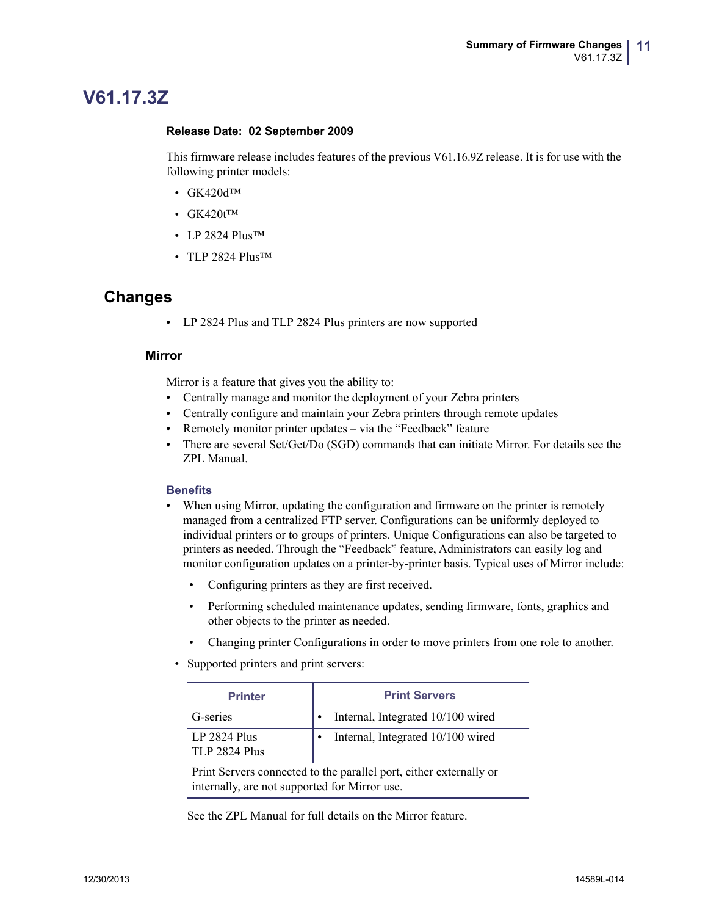# V61.17.3Z

**Release Date: 02 September 2009**

This firmware release includes features of the previous V61.16.9Z release. It is for use with the following printer models:

- GK420d™
- GK420t™
- LP 2824 Plus™
- TLP 2824 Plus™

## Changes

- LP 2824 Plus and TLP 2824 Plus printers are now supported

### Mirror

Mirror is a feature that gives you the ability to:

- Centrally manage and monitor the deployment of your Zebra printers
- Centrally configure and maintain your Zebra printers through remote updates
- Remotely monitor printer updates – via the "Feedback" feature
- There are several Set/Get/Do (SGD) commands that can initiate Mirror. For details see the ZPL Manual.

#### Benefits

- When using Mirror, updating the configuration and firmware on the printer is remotely managed from a centralized FTP server. Configurations can be uniformly deployed to individual printers or to groups of printers. Unique Configurations can also be targeted to printers as needed. Through the "Feedback" feature, Administrators can easily log and monitor configuration updates on a printer-by-printer basis. Typical uses of Mirror include:
  - Configuring printers as they are first received.
  - Performing scheduled maintenance updates, sending firmware, fonts, graphics and other objects to the printer as needed.
  - Changing printer Configurations in order to move printers from one role to another.
- Supported printers and print servers:

| Printer | Print Servers |
|---|---|
| G-series | • Internal, Integrated 10/100 wired |
| LP 2824 Plus<br>TLP 2824 Plus | • Internal, Integrated 10/100 wired |
| Print Servers connected to the parallel port, either externally or internally, are not supported for Mirror use. | |

See the ZPL Manual for full details on the Mirror feature.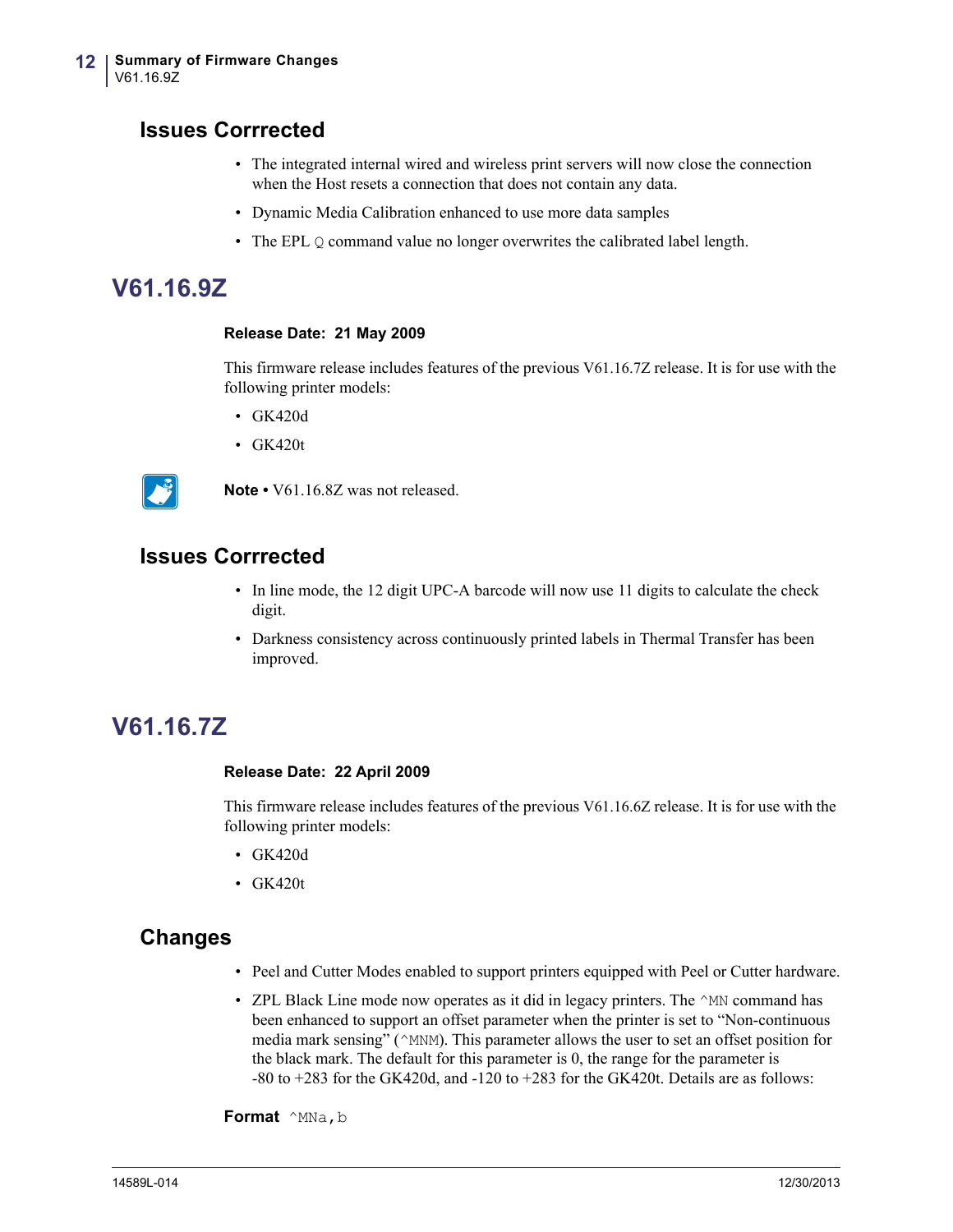## Issues Corrrected

- The integrated internal wired and wireless print servers will now close the connection when the Host resets a connection that does not contain any data.
- Dynamic Media Calibration enhanced to use more data samples
- The EPL `Q` command value no longer overwrites the calibrated label length.

# V61.16.9Z

**Release Date: 21 May 2009**

This firmware release includes features of the previous V61.16.7Z release. It is for use with the following printer models:

- GK420d
- GK420t

**Note** • V61.16.8Z was not released.

## Issues Corrrected

- In line mode, the 12 digit UPC-A barcode will now use 11 digits to calculate the check digit.
- Darkness consistency across continuously printed labels in Thermal Transfer has been improved.

# V61.16.7Z

**Release Date: 22 April 2009**

This firmware release includes features of the previous V61.16.6Z release. It is for use with the following printer models:

- GK420d
- GK420t

## Changes

- Peel and Cutter Modes enabled to support printers equipped with Peel or Cutter hardware.
- ZPL Black Line mode now operates as it did in legacy printers. The `^MN` command has been enhanced to support an offset parameter when the printer is set to "Non-continuous media mark sensing" (`^MNM`). This parameter allows the user to set an offset position for the black mark. The default for this parameter is 0, the range for the parameter is -80 to +283 for the GK420d, and -120 to +283 for the GK420t. Details are as follows:

**Format** `^MNa,b`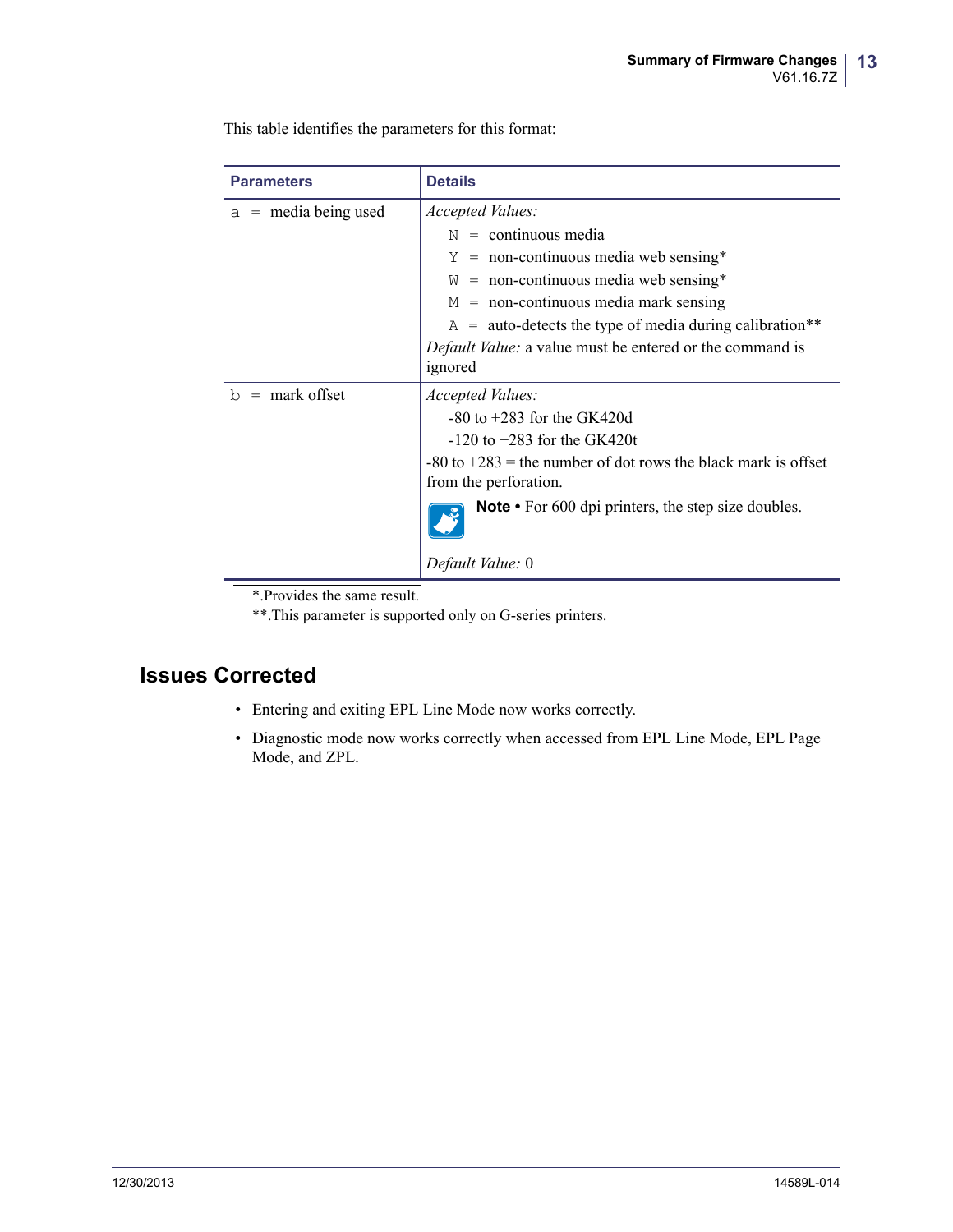This table identifies the parameters for this format:

| Parameters | Details |
|---|---|
| a = media being used | *Accepted Values:*<br>N = continuous media<br>Y = non-continuous media web sensing*<br>W = non-continuous media web sensing*<br>M = non-continuous media mark sensing<br>A = auto-detects the type of media during calibration**<br>*Default Value:* a value must be entered or the command is ignored |
| b = mark offset | *Accepted Values:*<br>-80 to +283 for the GK420d<br>-120 to +283 for the GK420t<br>-80 to +283 = the number of dot rows the black mark is offset from the perforation.<br>**Note •** For 600 dpi printers, the step size doubles.<br>*Default Value:* 0 |

*.Provides the same result.

**.This parameter is supported only on G-series printers.

## Issues Corrected

- Entering and exiting EPL Line Mode now works correctly.
- Diagnostic mode now works correctly when accessed from EPL Line Mode, EPL Page Mode, and ZPL.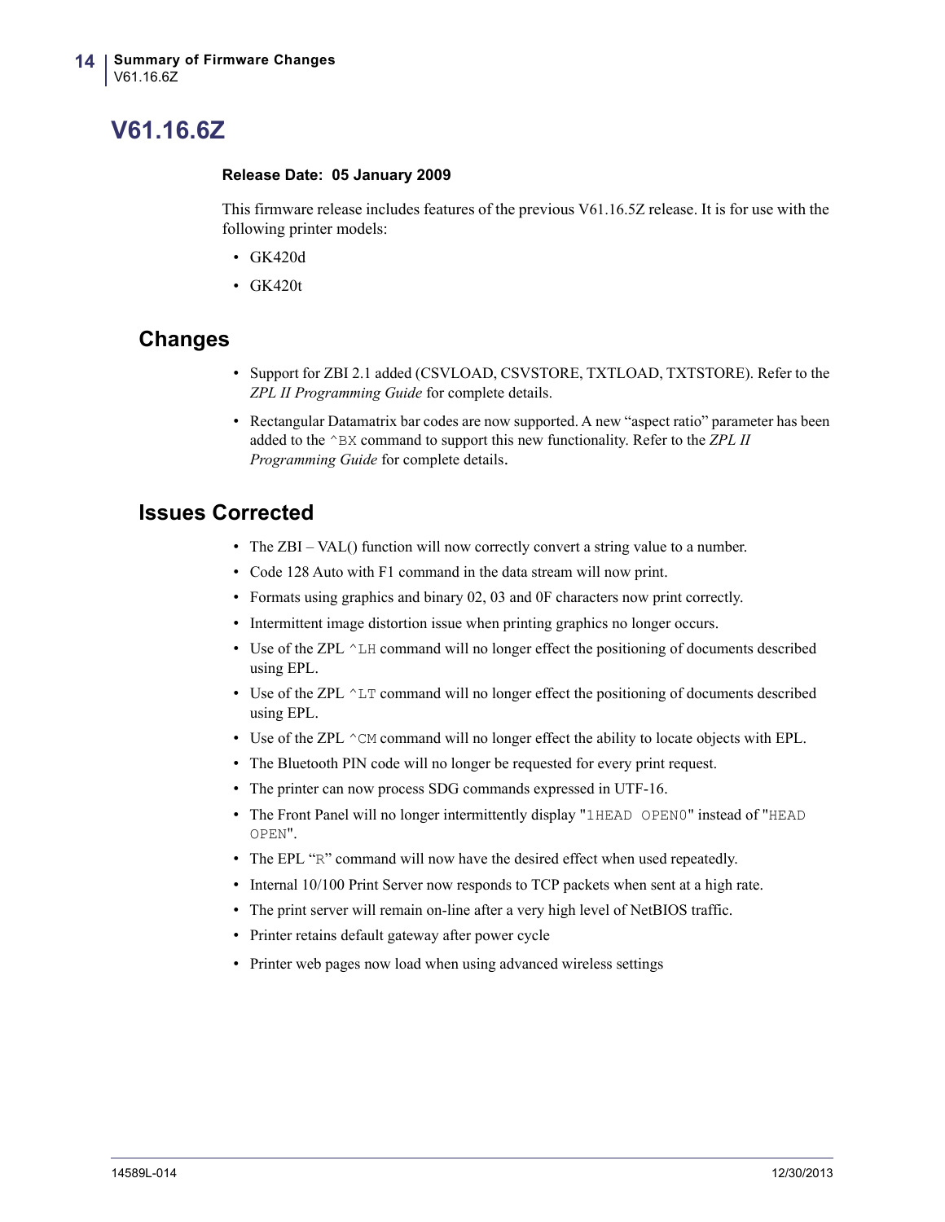# V61.16.6Z

**Release Date: 05 January 2009**

This firmware release includes features of the previous V61.16.5Z release. It is for use with the following printer models:

- GK420d
- GK420t

## Changes

- Support for ZBI 2.1 added (CSVLOAD, CSVSTORE, TXTLOAD, TXTSTORE). Refer to the *ZPL II Programming Guide* for complete details.
- Rectangular Datamatrix bar codes are now supported. A new "aspect ratio" parameter has been added to the `^BX` command to support this new functionality. Refer to the *ZPL II Programming Guide* for complete details.

## Issues Corrected

- The ZBI – VAL() function will now correctly convert a string value to a number.
- Code 128 Auto with F1 command in the data stream will now print.
- Formats using graphics and binary 02, 03 and 0F characters now print correctly.
- Intermittent image distortion issue when printing graphics no longer occurs.
- Use of the ZPL `^LH` command will no longer effect the positioning of documents described using EPL.
- Use of the ZPL `^LT` command will no longer effect the positioning of documents described using EPL.
- Use of the ZPL `^CM` command will no longer effect the ability to locate objects with EPL.
- The Bluetooth PIN code will no longer be requested for every print request.
- The printer can now process SDG commands expressed in UTF-16.
- The Front Panel will no longer intermittently display "`1HEAD OPEN0`" instead of "`HEAD OPEN`".
- The EPL "`R`" command will now have the desired effect when used repeatedly.
- Internal 10/100 Print Server now responds to TCP packets when sent at a high rate.
- The print server will remain on-line after a very high level of NetBIOS traffic.
- Printer retains default gateway after power cycle
- Printer web pages now load when using advanced wireless settings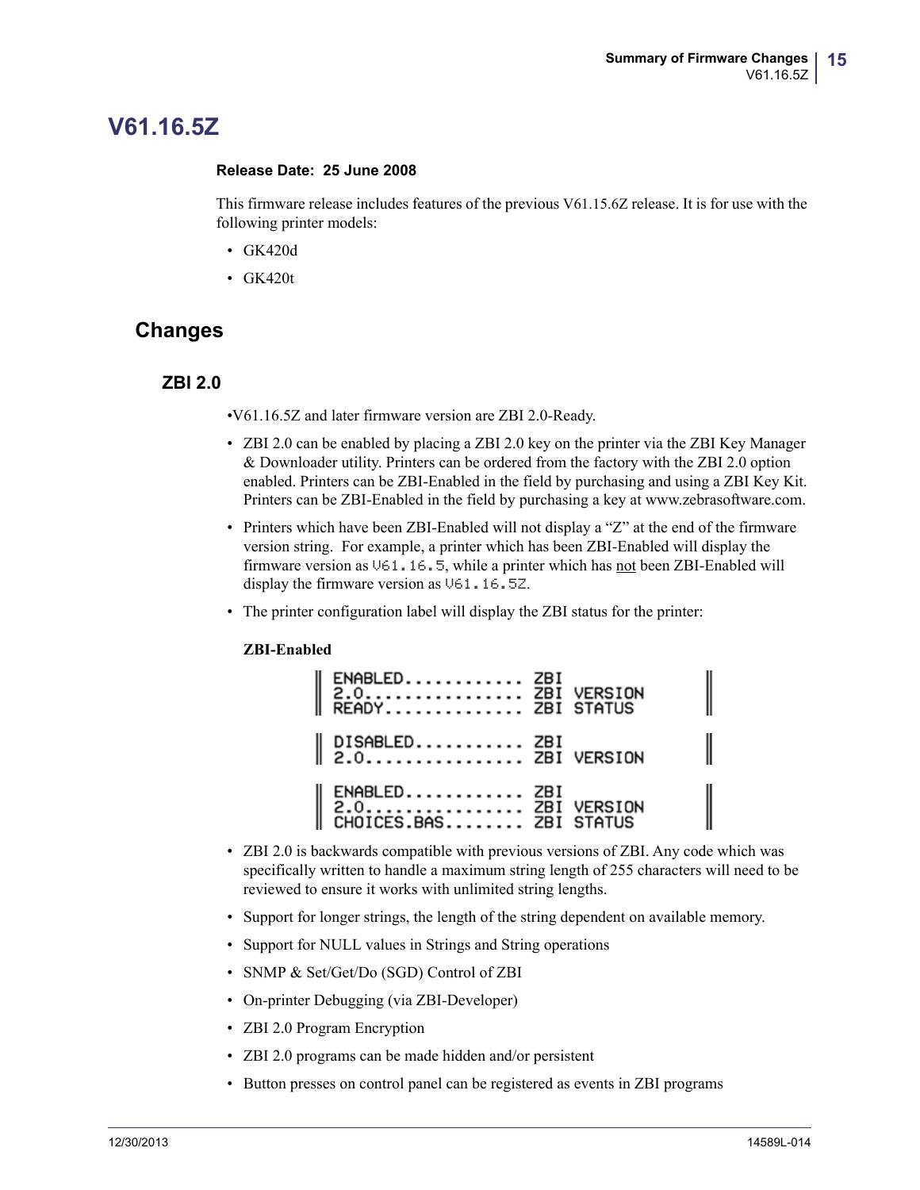# V61.16.5Z

**Release Date: 25 June 2008**

This firmware release includes features of the previous V61.15.6Z release. It is for use with the following printer models:

- GK420d
- GK420t

## Changes

### ZBI 2.0

•V61.16.5Z and later firmware version are ZBI 2.0-Ready.

- ZBI 2.0 can be enabled by placing a ZBI 2.0 key on the printer via the ZBI Key Manager & Downloader utility. Printers can be ordered from the factory with the ZBI 2.0 option enabled. Printers can be ZBI-Enabled in the field by purchasing and using a ZBI Key Kit. Printers can be ZBI-Enabled in the field by purchasing a key at www.zebrasoftware.com.
- Printers which have been ZBI-Enabled will not display a "Z" at the end of the firmware version string. For example, a printer which has been ZBI-Enabled will display the firmware version as `V61.16.5`, while a printer which has not been ZBI-Enabled will display the firmware version as `V61.16.5Z`.
- The printer configuration label will display the ZBI status for the printer:

  **ZBI-Enabled**

```
ENABLED............ ZBI
2.0................ ZBI VERSION
READY.............. ZBI STATUS
```

```
DISABLED........... ZBI
2.0................ ZBI VERSION
```

```
ENABLED............ ZBI
2.0................ ZBI VERSION
CHOICES.BAS........ ZBI STATUS
```

- ZBI 2.0 is backwards compatible with previous versions of ZBI. Any code which was specifically written to handle a maximum string length of 255 characters will need to be reviewed to ensure it works with unlimited string lengths.
- Support for longer strings, the length of the string dependent on available memory.
- Support for NULL values in Strings and String operations
- SNMP & Set/Get/Do (SGD) Control of ZBI
- On-printer Debugging (via ZBI-Developer)
- ZBI 2.0 Program Encryption
- ZBI 2.0 programs can be made hidden and/or persistent
- Button presses on control panel can be registered as events in ZBI programs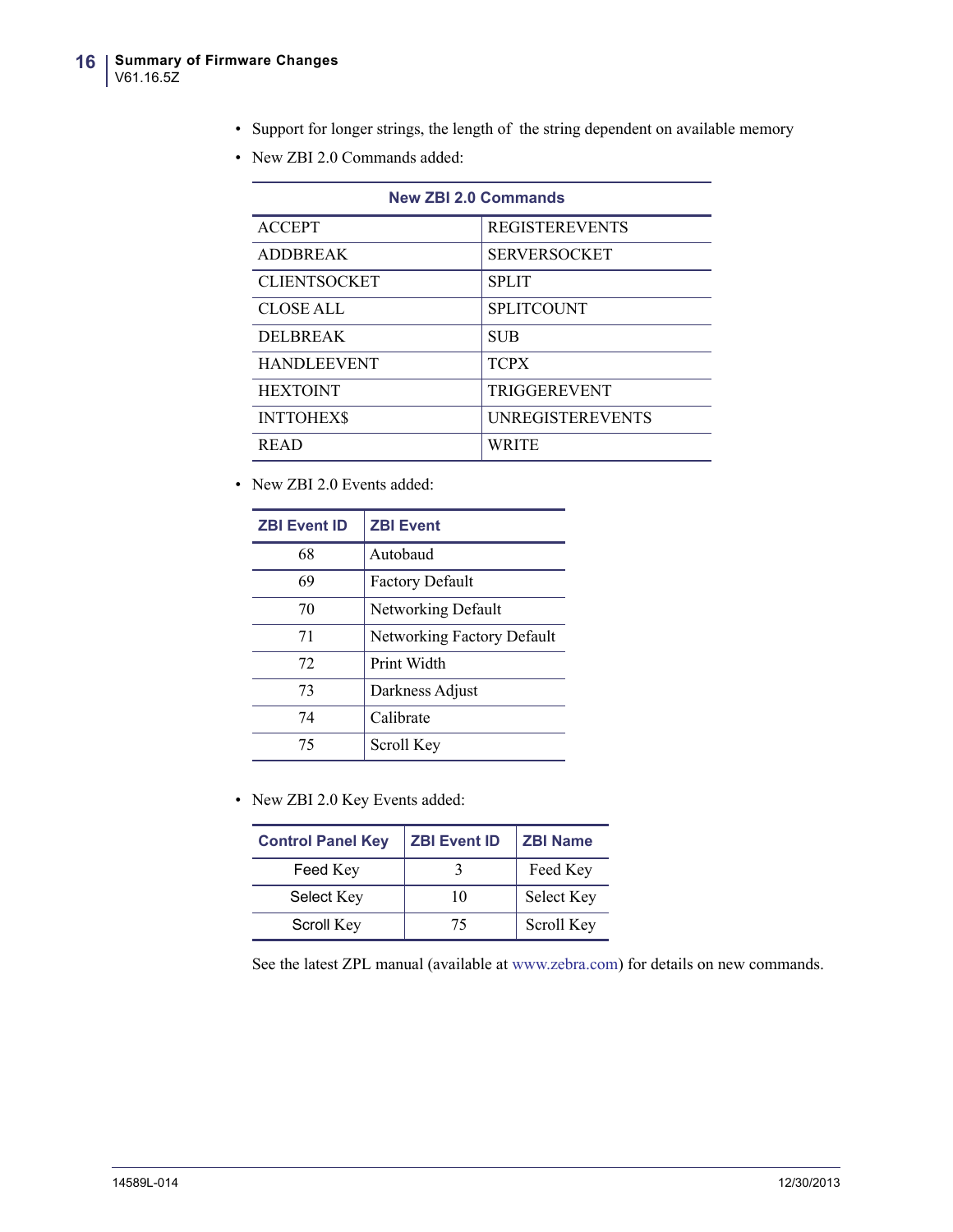- Support for longer strings, the length of the string dependent on available memory
- New ZBI 2.0 Commands added:

| New ZBI 2.0 Commands | |
|---|---|
| ACCEPT | REGISTEREVENTS |
| ADDBREAK | SERVERSOCKET |
| CLIENTSOCKET | SPLIT |
| CLOSE ALL | SPLITCOUNT |
| DELBREAK | SUB |
| HANDLEEVENT | TCPX |
| HEXTOINT | TRIGGEREVENT |
| INTTOHEX$ | UNREGISTEREVENTS |
| READ | WRITE |

- New ZBI 2.0 Events added:

| ZBI Event ID | ZBI Event |
|---|---|
| 68 | Autobaud |
| 69 | Factory Default |
| 70 | Networking Default |
| 71 | Networking Factory Default |
| 72 | Print Width |
| 73 | Darkness Adjust |
| 74 | Calibrate |
| 75 | Scroll Key |

- New ZBI 2.0 Key Events added:

| Control Panel Key | ZBI Event ID | ZBI Name |
|---|---|---|
| Feed Key | 3 | Feed Key |
| Select Key | 10 | Select Key |
| Scroll Key | 75 | Scroll Key |

See the latest ZPL manual (available at www.zebra.com) for details on new commands.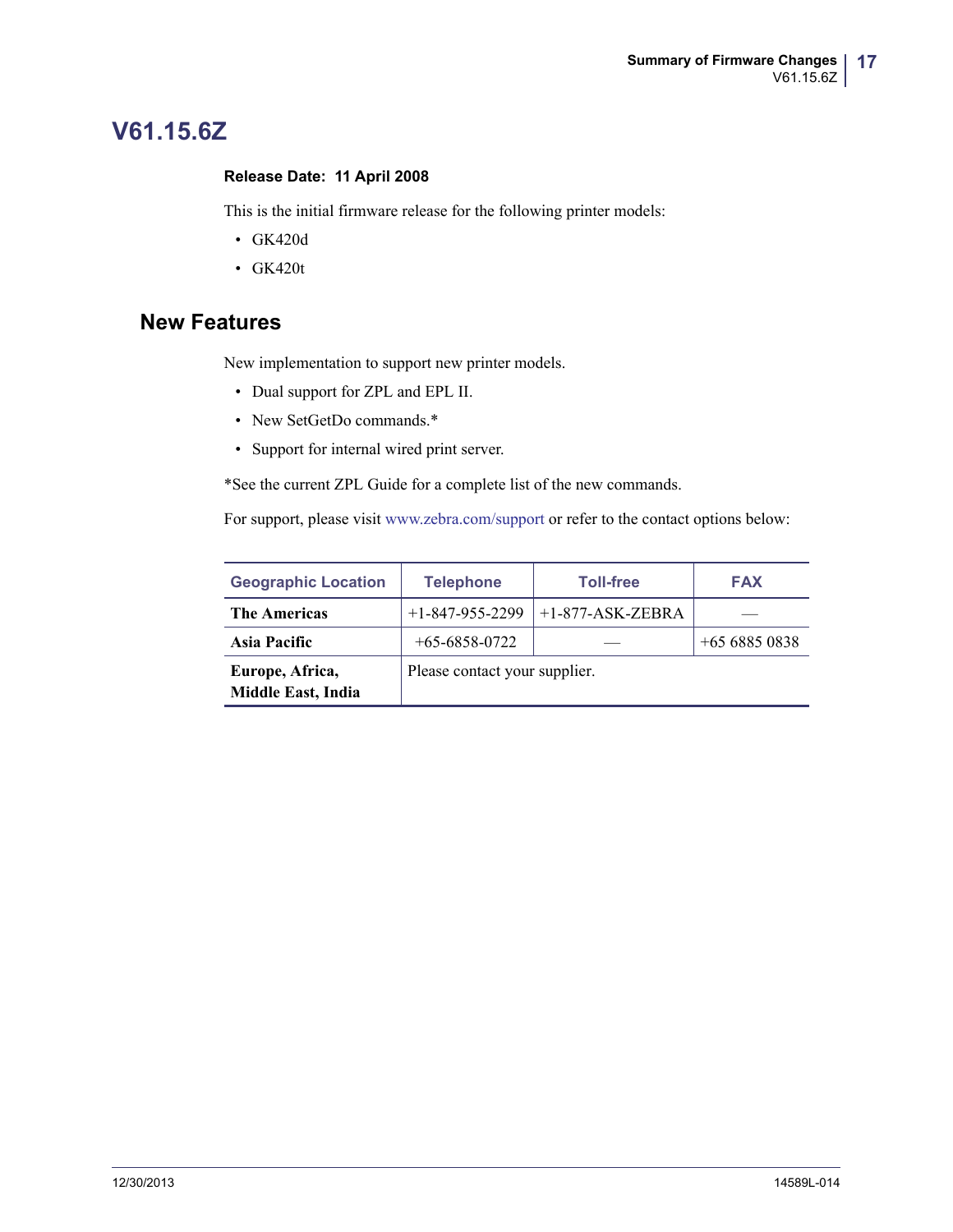# V61.15.6Z

**Release Date: 11 April 2008**

This is the initial firmware release for the following printer models:

- GK420d
- GK420t

## New Features

New implementation to support new printer models.

- Dual support for ZPL and EPL II.
- New SetGetDo commands.*
- Support for internal wired print server.

*See the current ZPL Guide for a complete list of the new commands.

For support, please visit www.zebra.com/support or refer to the contact options below:

| Geographic Location | Telephone | Toll-free | FAX |
|---|---|---|---|
| **The Americas** | +1-847-955-2299 | +1-877-ASK-ZEBRA | — |
| **Asia Pacific** | +65-6858-0722 | — | +65 6885 0838 |
| **Europe, Africa, Middle East, India** | Please contact your supplier. | | |